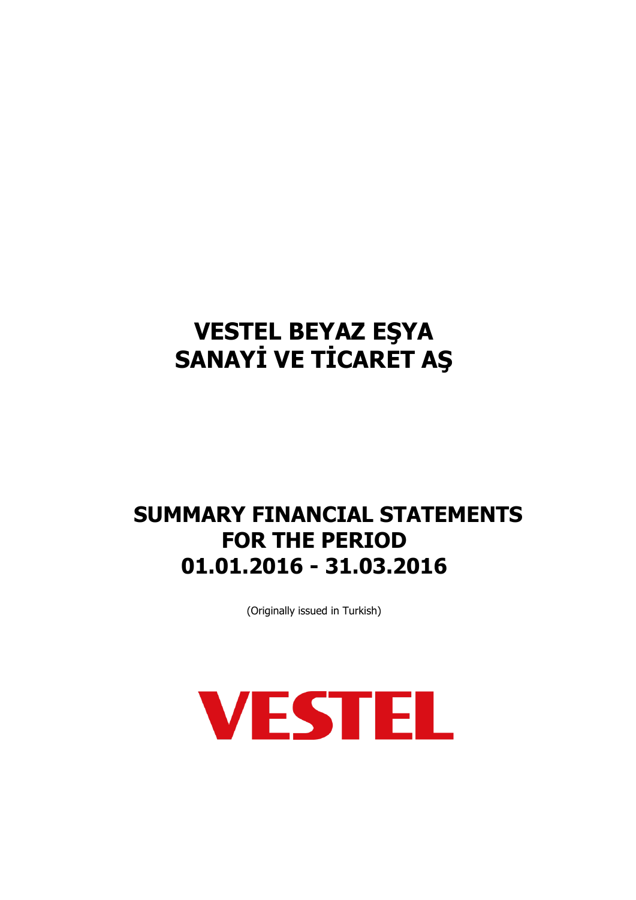# VESTEL BEYAZ EŞYA SANAYİ VE TİCARET AŞ

# SUMMARY FINANCIAL STATEMENTS FOR THE PERIOD 01.01.2016 - 31.03.2016

(Originally issued in Turkish)

VESTEL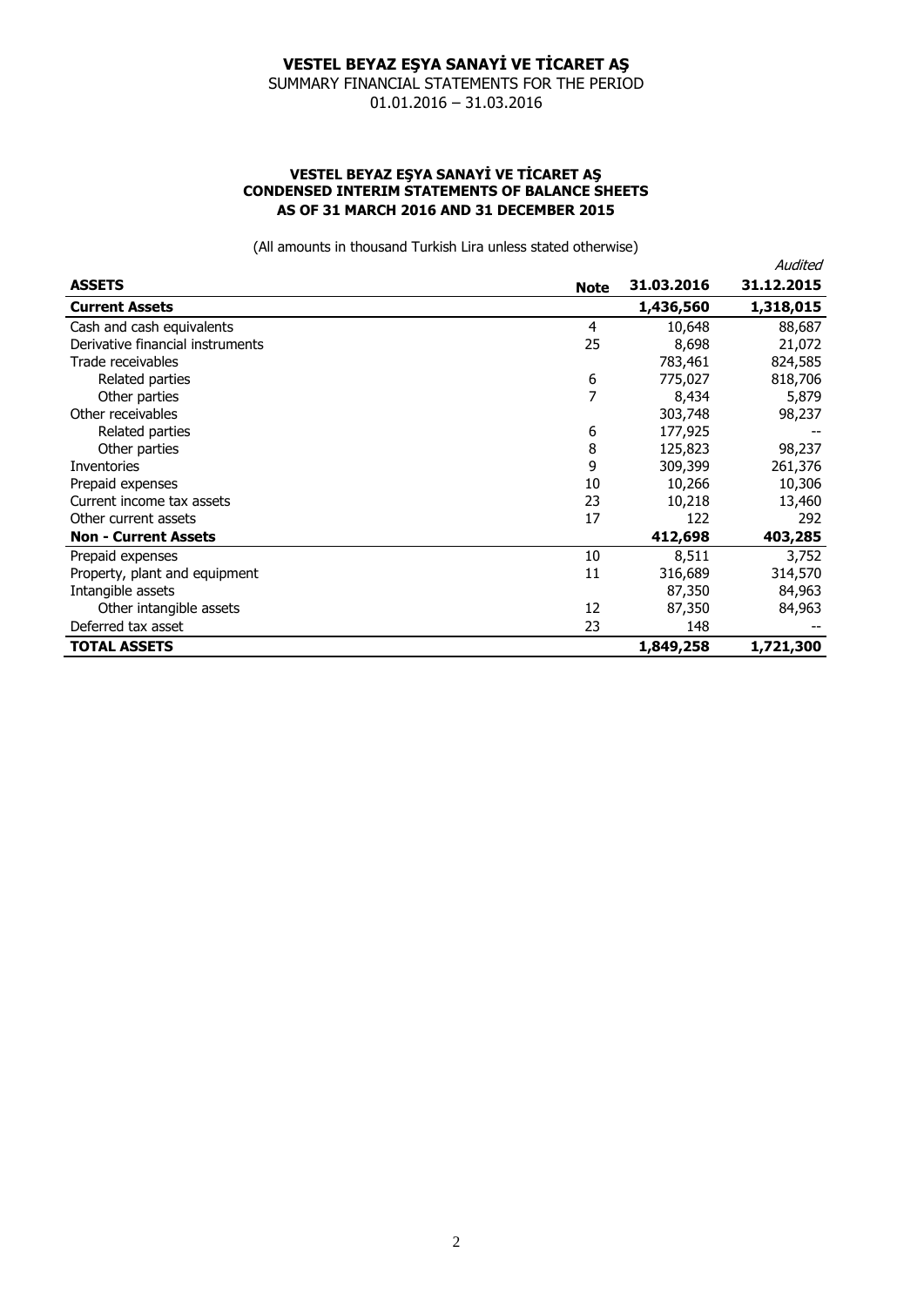# VESTEL BEYAZ EŞYA SANAYİ VE TİCARET AŞ

SUMMARY FINANCIAL STATEMENTS FOR THE PERIOD

01.01.2016 – 31.03.2016

### VESTEL BEYAZ EŞYA SANAYİ VE TİCARET AŞ
### CONDENSED INTERIM STATEMENTS OF BALANCE SHEETS
### AS OF 31 MARCH 2016 AND 31 DECEMBER 2015

(All amounts in thousand Turkish Lira unless stated otherwise)

| | | | *Audited* |
|---|---|---|---|
| **ASSETS** | **Note** | **31.03.2016** | **31.12.2015** |
| **Current Assets** | | **1,436,560** | **1,318,015** |
| Cash and cash equivalents | 4 | 10,648 | 88,687 |
| Derivative financial instruments | 25 | 8,698 | 21,072 |
| Trade receivables | | 783,461 | 824,585 |
| Related parties | 6 | 775,027 | 818,706 |
| Other parties | 7 | 8,434 | 5,879 |
| Other receivables | | 303,748 | 98,237 |
| Related parties | 6 | 177,925 | -- |
| Other parties | 8 | 125,823 | 98,237 |
| Inventories | 9 | 309,399 | 261,376 |
| Prepaid expenses | 10 | 10,266 | 10,306 |
| Current income tax assets | 23 | 10,218 | 13,460 |
| Other current assets | 17 | 122 | 292 |
| **Non - Current Assets** | | **412,698** | **403,285** |
| Prepaid expenses | 10 | 8,511 | 3,752 |
| Property, plant and equipment | 11 | 316,689 | 314,570 |
| Intangible assets | | 87,350 | 84,963 |
| Other intangible assets | 12 | 87,350 | 84,963 |
| Deferred tax asset | 23 | 148 | -- |
| **TOTAL ASSETS** | | **1,849,258** | **1,721,300** |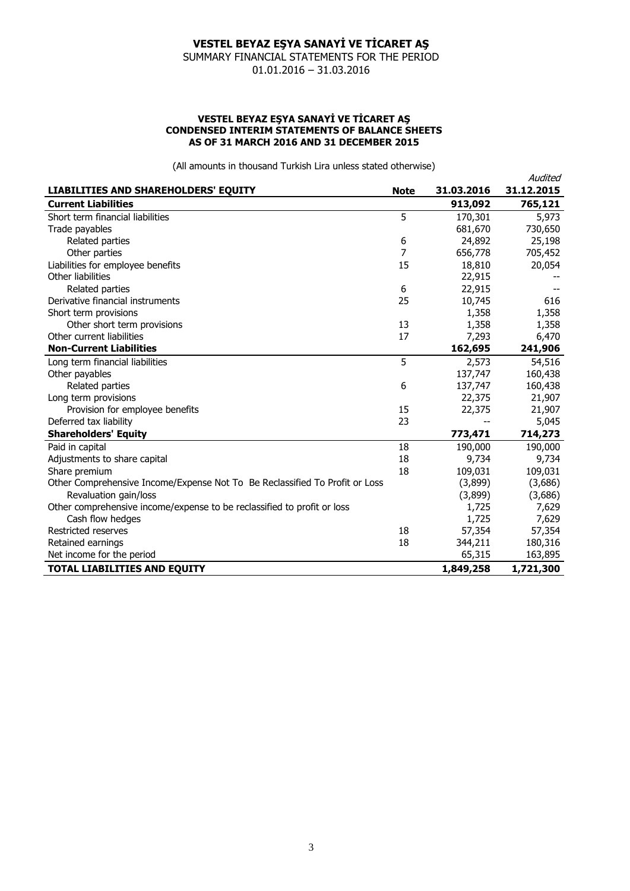# VESTEL BEYAZ EŞYA SANAYİ VE TİCARET AŞ

SUMMARY FINANCIAL STATEMENTS FOR THE PERIOD

01.01.2016 – 31.03.2016

### VESTEL BEYAZ EŞYA SANAYİ VE TİCARET AŞ
### CONDENSED INTERIM STATEMENTS OF BALANCE SHEETS
### AS OF 31 MARCH 2016 AND 31 DECEMBER 2015

(All amounts in thousand Turkish Lira unless stated otherwise)

| LIABILITIES AND SHAREHOLDERS' EQUITY | Note | 31.03.2016 | *Audited* 31.12.2015 |
|---|---|---|---|
| **Current Liabilities** | | **913,092** | **765,121** |
| Short term financial liabilities | 5 | 170,301 | 5,973 |
| Trade payables | | 681,670 | 730,650 |
| Related parties | 6 | 24,892 | 25,198 |
| Other parties | 7 | 656,778 | 705,452 |
| Liabilities for employee benefits | 15 | 18,810 | 20,054 |
| Other liabilities | | 22,915 | -- |
| Related parties | 6 | 22,915 | -- |
| Derivative financial instruments | 25 | 10,745 | 616 |
| Short term provisions | | 1,358 | 1,358 |
| Other short term provisions | 13 | 1,358 | 1,358 |
| Other current liabilities | 17 | 7,293 | 6,470 |
| **Non-Current Liabilities** | | **162,695** | **241,906** |
| Long term financial liabilities | 5 | 2,573 | 54,516 |
| Other payables | | 137,747 | 160,438 |
| Related parties | 6 | 137,747 | 160,438 |
| Long term provisions | | 22,375 | 21,907 |
| Provision for employee benefits | 15 | 22,375 | 21,907 |
| Deferred tax liability | 23 | -- | 5,045 |
| **Shareholders' Equity** | | **773,471** | **714,273** |
| Paid in capital | 18 | 190,000 | 190,000 |
| Adjustments to share capital | 18 | 9,734 | 9,734 |
| Share premium | 18 | 109,031 | 109,031 |
| Other Comprehensive Income/Expense Not To Be Reclassified To Profit or Loss | | (3,899) | (3,686) |
| Revaluation gain/loss | | (3,899) | (3,686) |
| Other comprehensive income/expense to be reclassified to profit or loss | | 1,725 | 7,629 |
| Cash flow hedges | | 1,725 | 7,629 |
| Restricted reserves | 18 | 57,354 | 57,354 |
| Retained earnings | 18 | 344,211 | 180,316 |
| Net income for the period | | 65,315 | 163,895 |
| **TOTAL LIABILITIES AND EQUITY** | | **1,849,258** | **1,721,300** |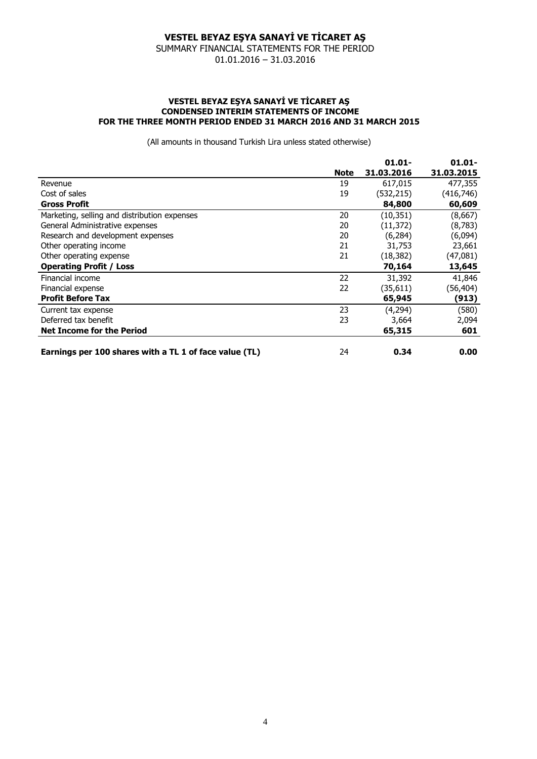# VESTEL BEYAZ EŞYA SANAYİ VE TİCARET AŞ

SUMMARY FINANCIAL STATEMENTS FOR THE PERIOD
01.01.2016 – 31.03.2016

**VESTEL BEYAZ EŞYA SANAYİ VE TİCARET AŞ**
**CONDENSED INTERIM STATEMENTS OF INCOME**
**FOR THE THREE MONTH PERIOD ENDED 31 MARCH 2016 AND 31 MARCH 2015**

(All amounts in thousand Turkish Lira unless stated otherwise)

| | Note | 01.01-31.03.2016 | 01.01-31.03.2015 |
|---|---|---|---|
| Revenue | 19 | 617,015 | 477,355 |
| Cost of sales | 19 | (532,215) | (416,746) |
| **Gross Profit** | | **84,800** | **60,609** |
| Marketing, selling and distribution expenses | 20 | (10,351) | (8,667) |
| General Administrative expenses | 20 | (11,372) | (8,783) |
| Research and development expenses | 20 | (6,284) | (6,094) |
| Other operating income | 21 | 31,753 | 23,661 |
| Other operating expense | 21 | (18,382) | (47,081) |
| **Operating Profit / Loss** | | **70,164** | **13,645** |
| Financial income | 22 | 31,392 | 41,846 |
| Financial expense | 22 | (35,611) | (56,404) |
| **Profit Before Tax** | | **65,945** | **(913)** |
| Current tax expense | 23 | (4,294) | (580) |
| Deferred tax benefit | 23 | 3,664 | 2,094 |
| **Net Income for the Period** | | **65,315** | **601** |
| **Earnings per 100 shares with a TL 1 of face value (TL)** | 24 | **0.34** | **0.00** |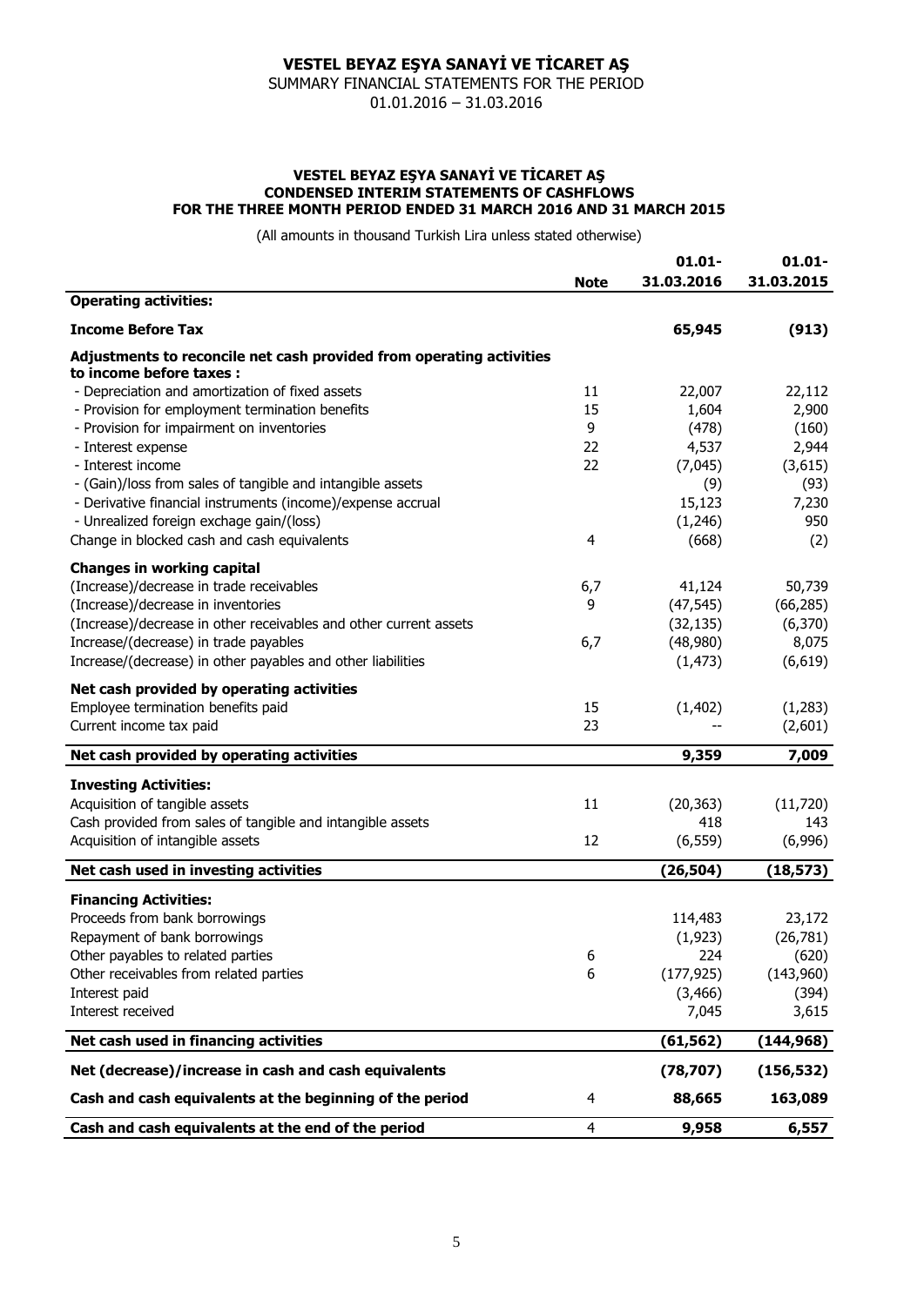# VESTEL BEYAZ EŞYA SANAYİ VE TİCARET AŞ

SUMMARY FINANCIAL STATEMENTS FOR THE PERIOD

01.01.2016 – 31.03.2016

**VESTEL BEYAZ EŞYA SANAYİ VE TİCARET AŞ**
**CONDENSED INTERIM STATEMENTS OF CASHFLOWS**
**FOR THE THREE MONTH PERIOD ENDED 31 MARCH 2016 AND 31 MARCH 2015**

(All amounts in thousand Turkish Lira unless stated otherwise)

| | Note | 01.01-31.03.2016 | 01.01-31.03.2015 |
|---|---|---|---|
| **Operating activities:** | | | |
| **Income Before Tax** | | **65,945** | **(913)** |
| **Adjustments to reconcile net cash provided from operating activities to income before taxes :** | | | |
| - Depreciation and amortization of fixed assets | 11 | 22,007 | 22,112 |
| - Provision for employment termination benefits | 15 | 1,604 | 2,900 |
| - Provision for impairment on inventories | 9 | (478) | (160) |
| - Interest expense | 22 | 4,537 | 2,944 |
| - Interest income | 22 | (7,045) | (3,615) |
| - (Gain)/loss from sales of tangible and intangible assets | | (9) | (93) |
| - Derivative financial instruments (income)/expense accrual | | 15,123 | 7,230 |
| - Unrealized foreign exchage gain/(loss) | | (1,246) | 950 |
| Change in blocked cash and cash equivalents | 4 | (668) | (2) |
| **Changes in working capital** | | | |
| (Increase)/decrease in trade receivables | 6,7 | 41,124 | 50,739 |
| (Increase)/decrease in inventories | 9 | (47,545) | (66,285) |
| (Increase)/decrease in other receivables and other current assets | | (32,135) | (6,370) |
| Increase/(decrease) in trade payables | 6,7 | (48,980) | 8,075 |
| Increase/(decrease) in other payables and other liabilities | | (1,473) | (6,619) |
| **Net cash provided by operating activities** | | | |
| Employee termination benefits paid | 15 | (1,402) | (1,283) |
| Current income tax paid | 23 | -- | (2,601) |
| **Net cash provided by operating activities** | | **9,359** | **7,009** |
| **Investing Activities:** | | | |
| Acquisition of tangible assets | 11 | (20,363) | (11,720) |
| Cash provided from sales of tangible and intangible assets | | 418 | 143 |
| Acquisition of intangible assets | 12 | (6,559) | (6,996) |
| **Net cash used in investing activities** | | **(26,504)** | **(18,573)** |
| **Financing Activities:** | | | |
| Proceeds from bank borrowings | | 114,483 | 23,172 |
| Repayment of bank borrowings | | (1,923) | (26,781) |
| Other payables to related parties | 6 | 224 | (620) |
| Other receivables from related parties | 6 | (177,925) | (143,960) |
| Interest paid | | (3,466) | (394) |
| Interest received | | 7,045 | 3,615 |
| **Net cash used in financing activities** | | **(61,562)** | **(144,968)** |
| **Net (decrease)/increase in cash and cash equivalents** | | **(78,707)** | **(156,532)** |
| **Cash and cash equivalents at the beginning of the period** | 4 | **88,665** | **163,089** |
| **Cash and cash equivalents at the end of the period** | 4 | **9,958** | **6,557** |